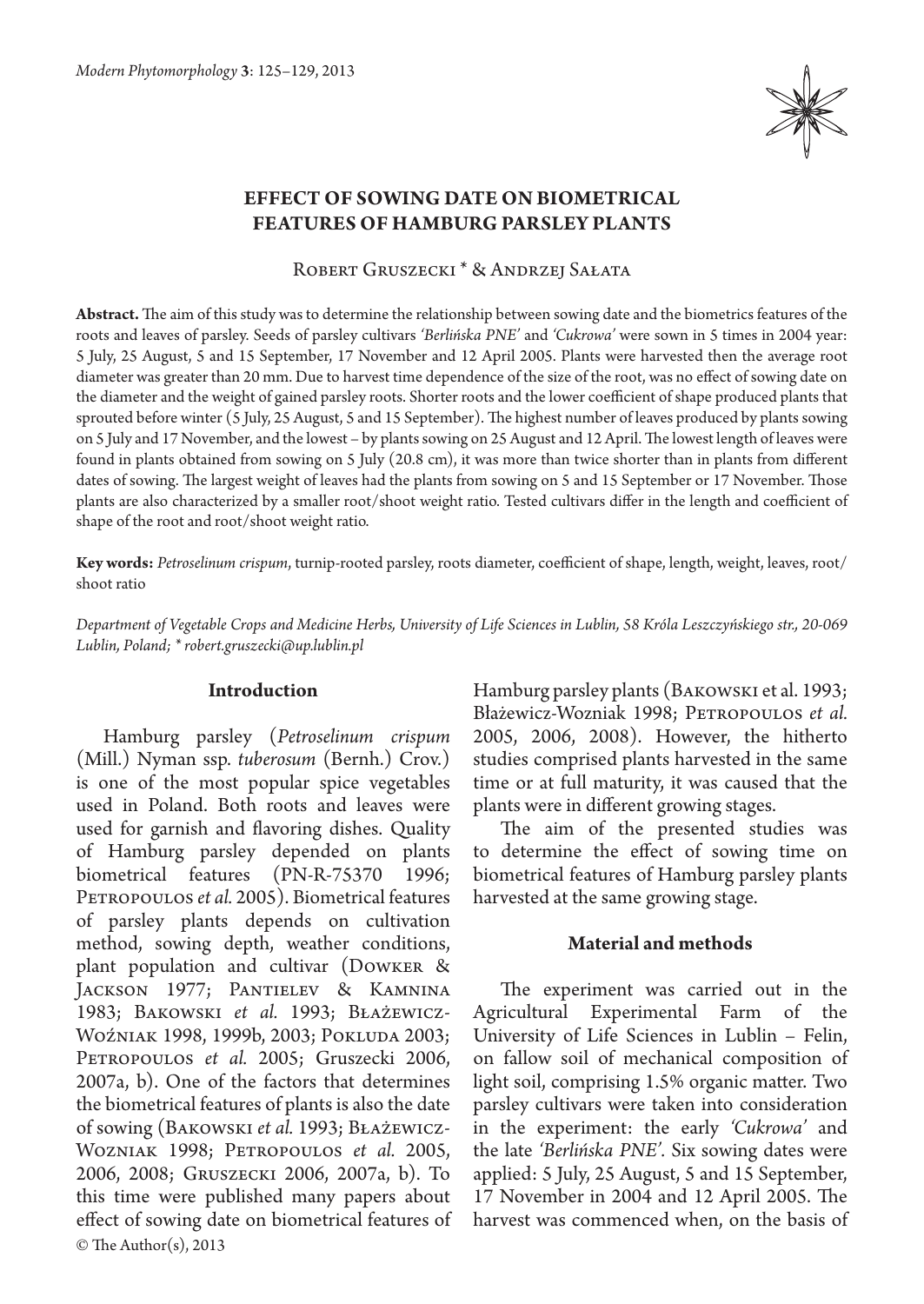# EFFECT OF SOWING DATE ON BIOMETRICAL FEATURES OF HAMBURG PARSLEY PLANTS

Robert Gruszecki * & Andrzej Sałata

**Abstract.** The aim of this study was to determine the relationship between sowing date and the biometrics features of the roots and leaves of parsley. Seeds of parsley cultivars *'Berlińska PNE'* and *'Cukrowa'* were sown in 5 times in 2004 year: 5 July, 25 August, 5 and 15 September, 17 November and 12 April 2005. Plants were harvested then the average root diameter was greater than 20 mm. Due to harvest time dependence of the size of the root, was no effect of sowing date on the diameter and the weight of gained parsley roots. Shorter roots and the lower coefficient of shape produced plants that sprouted before winter (5 July, 25 August, 5 and 15 September). The highest number of leaves produced by plants sowing on 5 July and 17 November, and the lowest – by plants sowing on 25 August and 12 April. The lowest length of leaves were found in plants obtained from sowing on 5 July (20.8 cm), it was more than twice shorter than in plants from different dates of sowing. The largest weight of leaves had the plants from sowing on 5 and 15 September or 17 November. Those plants are also characterized by a smaller root/shoot weight ratio. Tested cultivars differ in the length and coefficient of shape of the root and root/shoot weight ratio.

**Key words:** *Petroselinum crispum*, turnip-rooted parsley, roots diameter, coefficient of shape, length, weight, leaves, root/shoot ratio

*Department of Vegetable Crops and Medicine Herbs, University of Life Sciences in Lublin, 58 Króla Leszczyńskiego str., 20-069 Lublin, Poland; \* robert.gruszecki@up.lublin.pl*

## Introduction

Hamburg parsley (*Petroselinum crispum* (Mill.) Nyman ssp. *tuberosum* (Bernh.) Crov.) is one of the most popular spice vegetables used in Poland. Both roots and leaves were used for garnish and flavoring dishes. Quality of Hamburg parsley depended on plants biometrical features (PN-R-75370 1996; Petropoulos *et al.* 2005). Biometrical features of parsley plants depends on cultivation method, sowing depth, weather conditions, plant population and cultivar (Dowker & Jackson 1977; Pantielev & Kamnina 1983; Bakowski *et al.* 1993; Błażewicz-Woźniak 1998, 1999b, 2003; Pokluda 2003; Petropoulos *et al.* 2005; Gruszecki 2006, 2007a, b). One of the factors that determines the biometrical features of plants is also the date of sowing (Bakowski *et al.* 1993; Błażewicz-Wozniak 1998; Petropoulos *et al.* 2005, 2006, 2008; Gruszecki 2006, 2007a, b). To this time were published many papers about effect of sowing date on biometrical features of Hamburg parsley plants (Bakowski et al. 1993; Błażewicz-Wozniak 1998; Petropoulos *et al.* 2005, 2006, 2008). However, the hitherto studies comprised plants harvested in the same time or at full maturity, it was caused that the plants were in different growing stages.

The aim of the presented studies was to determine the effect of sowing time on biometrical features of Hamburg parsley plants harvested at the same growing stage.

## Material and methods

The experiment was carried out in the Agricultural Experimental Farm of the University of Life Sciences in Lublin – Felin, on fallow soil of mechanical composition of light soil, comprising 1.5% organic matter. Two parsley cultivars were taken into consideration in the experiment: the early *'Cukrowa'* and the late *'Berlińska PNE'*. Six sowing dates were applied: 5 July, 25 August, 5 and 15 September, 17 November in 2004 and 12 April 2005. The harvest was commenced when, on the basis of

© The Author(s), 2013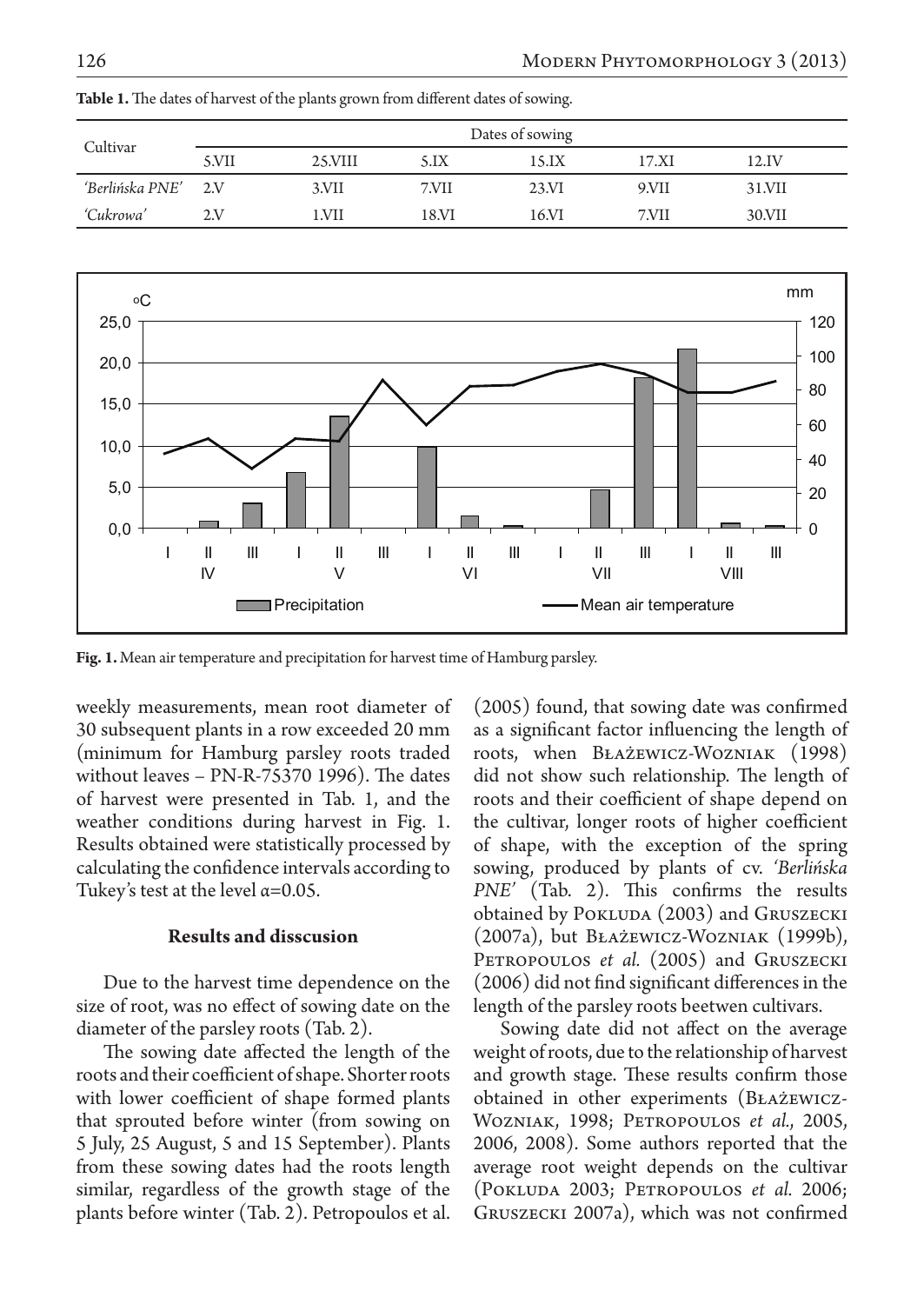**Table 1.** The dates of harvest of the plants grown from different dates of sowing.

| Cultivar | Dates of sowing | | | | | |
|---|---|---|---|---|---|---|
| | 5.VII | 25.VIII | 5.IX | 15.IX | 17.XI | 12.IV |
| *'Berlińska PNE'* | 2.V | 3.VII | 7.VII | 23.VI | 9.VII | 31.VII |
| *'Cukrowa'* | 2.V | 1.VII | 18.VI | 16.VI | 7.VII | 30.VII |

**Fig. 1.** Mean air temperature and precipitation for harvest time of Hamburg parsley.

weekly measurements, mean root diameter of 30 subsequent plants in a row exceeded 20 mm (minimum for Hamburg parsley roots traded without leaves – PN-R-75370 1996). The dates of harvest were presented in Tab. 1, and the weather conditions during harvest in Fig. 1. Results obtained were statistically processed by calculating the confidence intervals according to Tukey's test at the level α=0.05.

### Results and disscusion

Due to the harvest time dependence on the size of root, was no effect of sowing date on the diameter of the parsley roots (Tab. 2).

The sowing date affected the length of the roots and their coefficient of shape. Shorter roots with lower coefficient of shape formed plants that sprouted before winter (from sowing on 5 July, 25 August, 5 and 15 September). Plants from these sowing dates had the roots length similar, regardless of the growth stage of the plants before winter (Tab. 2). Petropoulos et al. (2005) found, that sowing date was confirmed as a significant factor influencing the length of roots, when Błażewicz-Wozniak (1998) did not show such relationship. The length of roots and their coefficient of shape depend on the cultivar, longer roots of higher coefficient of shape, with the exception of the spring sowing, produced by plants of cv. *'Berlińska PNE'* (Tab. 2). This confirms the results obtained by Pokluda (2003) and Gruszecki (2007a), but Błażewicz-Wozniak (1999b), Petropoulos *et al.* (2005) and Gruszecki (2006) did not find significant differences in the length of the parsley roots beetwen cultivars.

Sowing date did not affect on the average weight of roots, due to the relationship of harvest and growth stage. These results confirm those obtained in other experiments (Błażewicz-Wozniak, 1998; Petropoulos *et al.*, 2005, 2006, 2008). Some authors reported that the average root weight depends on the cultivar (Pokluda 2003; Petropoulos *et al.* 2006; Gruszecki 2007a), which was not confirmed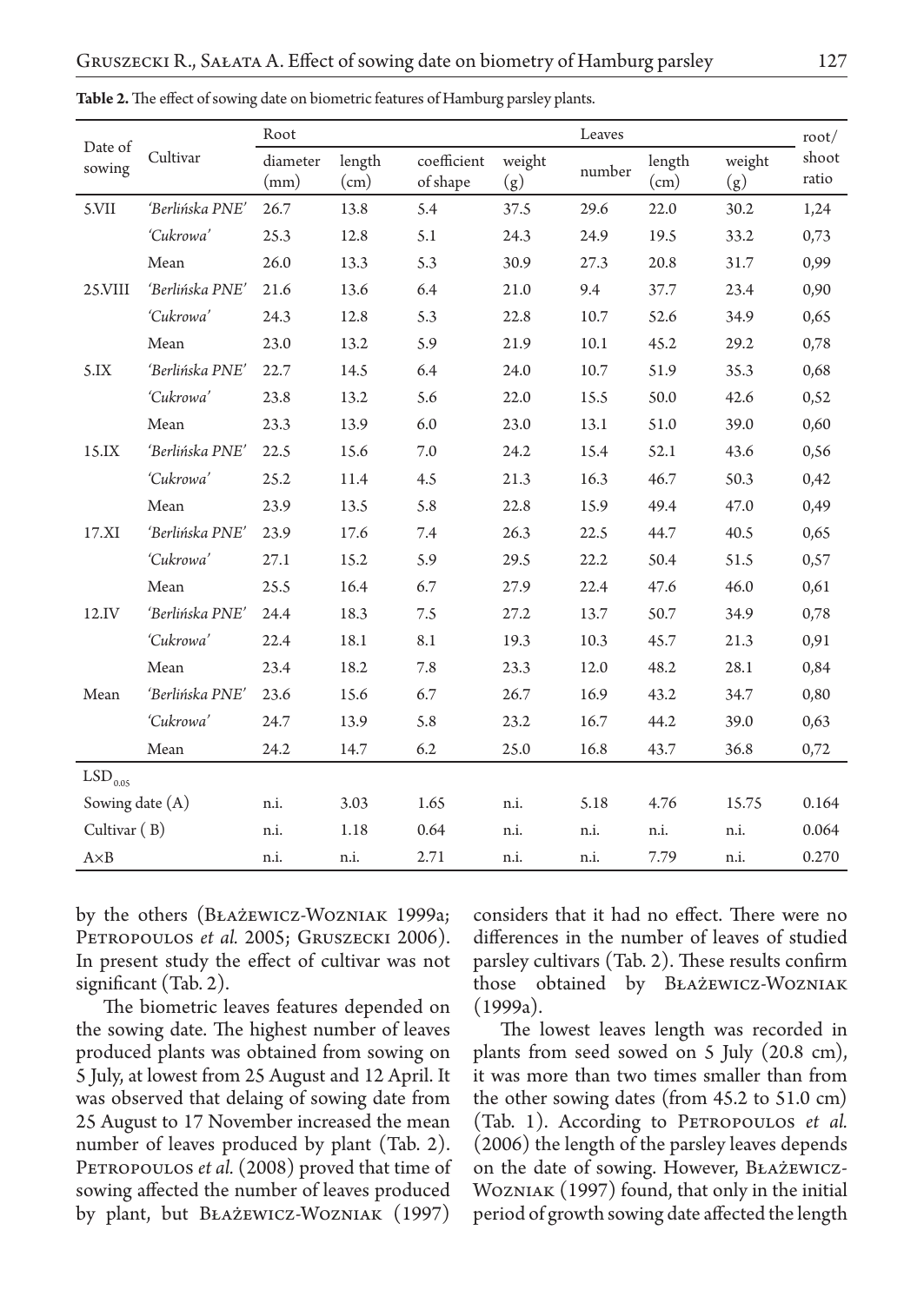**Table 2.** The effect of sowing date on biometric features of Hamburg parsley plants.

| Date of sowing | Cultivar | Root | | | | Leaves | | | root/ shoot ratio |
|---|---|---|---|---|---|---|---|---|---|
| | | diameter (mm) | length (cm) | coefficient of shape | weight (g) | number | length (cm) | weight (g) | |
| 5.VII | *'Berlińska PNE'* | 26.7 | 13.8 | 5.4 | 37.5 | 29.6 | 22.0 | 30.2 | 1,24 |
| | *'Cukrowa'* | 25.3 | 12.8 | 5.1 | 24.3 | 24.9 | 19.5 | 33.2 | 0,73 |
| | Mean | 26.0 | 13.3 | 5.3 | 30.9 | 27.3 | 20.8 | 31.7 | 0,99 |
| 25.VIII | *'Berlińska PNE'* | 21.6 | 13.6 | 6.4 | 21.0 | 9.4 | 37.7 | 23.4 | 0,90 |
| | *'Cukrowa'* | 24.3 | 12.8 | 5.3 | 22.8 | 10.7 | 52.6 | 34.9 | 0,65 |
| | Mean | 23.0 | 13.2 | 5.9 | 21.9 | 10.1 | 45.2 | 29.2 | 0,78 |
| 5.IX | *'Berlińska PNE'* | 22.7 | 14.5 | 6.4 | 24.0 | 10.7 | 51.9 | 35.3 | 0,68 |
| | *'Cukrowa'* | 23.8 | 13.2 | 5.6 | 22.0 | 15.5 | 50.0 | 42.6 | 0,52 |
| | Mean | 23.3 | 13.9 | 6.0 | 23.0 | 13.1 | 51.0 | 39.0 | 0,60 |
| 15.IX | *'Berlińska PNE'* | 22.5 | 15.6 | 7.0 | 24.2 | 15.4 | 52.1 | 43.6 | 0,56 |
| | *'Cukrowa'* | 25.2 | 11.4 | 4.5 | 21.3 | 16.3 | 46.7 | 50.3 | 0,42 |
| | Mean | 23.9 | 13.5 | 5.8 | 22.8 | 15.9 | 49.4 | 47.0 | 0,49 |
| 17.XI | *'Berlińska PNE'* | 23.9 | 17.6 | 7.4 | 26.3 | 22.5 | 44.7 | 40.5 | 0,65 |
| | *'Cukrowa'* | 27.1 | 15.2 | 5.9 | 29.5 | 22.2 | 50.4 | 51.5 | 0,57 |
| | Mean | 25.5 | 16.4 | 6.7 | 27.9 | 22.4 | 47.6 | 46.0 | 0,61 |
| 12.IV | *'Berlińska PNE'* | 24.4 | 18.3 | 7.5 | 27.2 | 13.7 | 50.7 | 34.9 | 0,78 |
| | *'Cukrowa'* | 22.4 | 18.1 | 8.1 | 19.3 | 10.3 | 45.7 | 21.3 | 0,91 |
| | Mean | 23.4 | 18.2 | 7.8 | 23.3 | 12.0 | 48.2 | 28.1 | 0,84 |
| Mean | *'Berlińska PNE'* | 23.6 | 15.6 | 6.7 | 26.7 | 16.9 | 43.2 | 34.7 | 0,80 |
| | *'Cukrowa'* | 24.7 | 13.9 | 5.8 | 23.2 | 16.7 | 44.2 | 39.0 | 0,63 |
| | Mean | 24.2 | 14.7 | 6.2 | 25.0 | 16.8 | 43.7 | 36.8 | 0,72 |
| $LSD_{0.05}$ | | | | | | | | | |
| Sowing date (A) | | n.i. | 3.03 | 1.65 | n.i. | 5.18 | 4.76 | 15.75 | 0.164 |
| Cultivar ( B) | | n.i. | 1.18 | 0.64 | n.i. | n.i. | n.i. | n.i. | 0.064 |
| A×B | | n.i. | n.i. | 2.71 | n.i. | n.i. | 7.79 | n.i. | 0.270 |

by the others (Błażewicz-Wozniak 1999a; Petropoulos *et al.* 2005; Gruszecki 2006). In present study the effect of cultivar was not significant (Tab. 2).

The biometric leaves features depended on the sowing date. The highest number of leaves produced plants was obtained from sowing on 5 July, at lowest from 25 August and 12 April. It was observed that delaing of sowing date from 25 August to 17 November increased the mean number of leaves produced by plant (Tab. 2). Petropoulos *et al.* (2008) proved that time of sowing affected the number of leaves produced by plant, but Błażewicz-Wozniak (1997) considers that it had no effect. There were no differences in the number of leaves of studied parsley cultivars (Tab. 2). These results confirm those obtained by Błażewicz-Wozniak (1999a).

The lowest leaves length was recorded in plants from seed sowed on 5 July (20.8 cm), it was more than two times smaller than from the other sowing dates (from 45.2 to 51.0 cm) (Tab. 1). According to Petropoulos *et al.* (2006) the length of the parsley leaves depends on the date of sowing. However, Błażewicz-Wozniak (1997) found, that only in the initial period of growth sowing date affected the length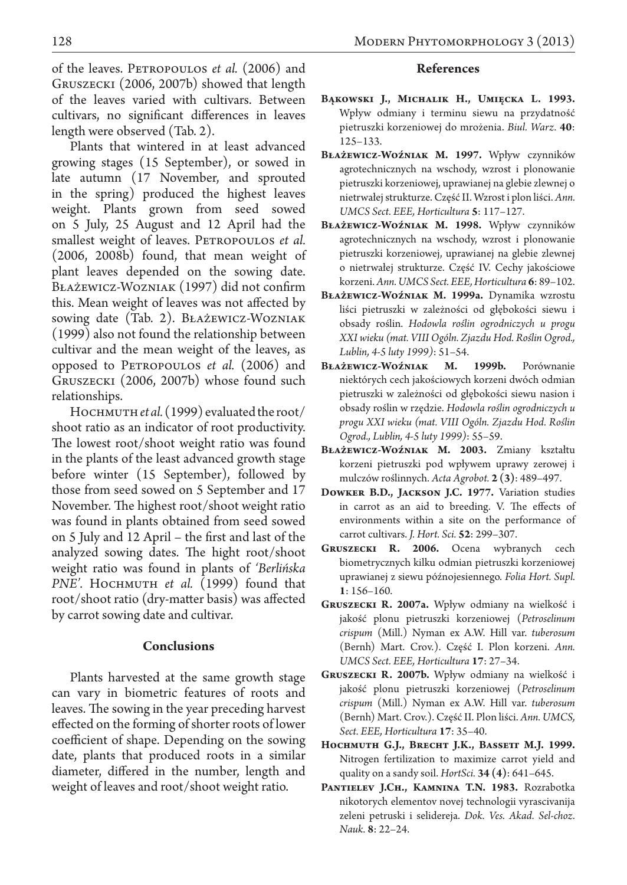of the leaves. Petropoulos *et al.* (2006) and Gruszecki (2006, 2007b) showed that length of the leaves varied with cultivars. Between cultivars, no significant differences in leaves length were observed (Tab. 2).

Plants that wintered in at least advanced growing stages (15 September), or sowed in late autumn (17 November, and sprouted in the spring) produced the highest leaves weight. Plants grown from seed sowed on 5 July, 25 August and 12 April had the smallest weight of leaves. Petropoulos *et al.* (2006, 2008b) found, that mean weight of plant leaves depended on the sowing date. Błażewicz-Wozniak (1997) did not confirm this. Mean weight of leaves was not affected by sowing date (Tab. 2). Błażewicz-Wozniak (1999) also not found the relationship between cultivar and the mean weight of the leaves, as opposed to Petropoulos *et al.* (2006) and Gruszecki (2006, 2007b) whose found such relationships.

Hochmuth *et al.* (1999) evaluated the root/shoot ratio as an indicator of root productivity. The lowest root/shoot weight ratio was found in the plants of the least advanced growth stage before winter (15 September), followed by those from seed sowed on 5 September and 17 November. The highest root/shoot weight ratio was found in plants obtained from seed sowed on 5 July and 12 April – the first and last of the analyzed sowing dates. The hight root/shoot weight ratio was found in plants of *'Berlińska PNE'*. Hochmuth *et al.* (1999) found that root/shoot ratio (dry-matter basis) was affected by carrot sowing date and cultivar.

## Conclusions

Plants harvested at the same growth stage can vary in biometric features of roots and leaves. The sowing in the year preceding harvest effected on the forming of shorter roots of lower coefficient of shape. Depending on the sowing date, plants that produced roots in a similar diameter, differed in the number, length and weight of leaves and root/shoot weight ratio.

## References

**Bąkowski J., Michalik H., Umięcka L. 1993.** Wpływ odmiany i terminu siewu na przydatność pietruszki korzeniowej do mrożenia. *Biul. Warz.* **40**: 125–133.

**Błażewicz-Woźniak M. 1997.** Wpływ czynników agrotechnicznych na wschody, wzrost i plonowanie pietruszki korzeniowej, uprawianej na glebie zlewnej o nietrwałej strukturze. Część II. Wzrost i plon liści. *Ann. UMCS Sect. EEE, Horticultura* **5**: 117–127.

**Błażewicz-Woźniak M. 1998.** Wpływ czynników agrotechnicznych na wschody, wzrost i plonowanie pietruszki korzeniowej, uprawianej na glebie zlewnej o nietrwałej strukturze. Część IV. Cechy jakościowe korzeni. *Ann. UMCS Sect. EEE, Horticultura* **6**: 89–102.

**Błażewicz-Woźniak M. 1999a.** Dynamika wzrostu liści pietruszki w zależności od głębokości siewu i obsady roślin. *Hodowla roślin ogrodniczych u progu XXI wieku (mat. VIII Ogóln. Zjazdu Hod. Roślin Ogrod., Lublin, 4-5 luty 1999)*: 51–54.

**Błażewicz-Woźniak M. 1999b.** Porównanie niektórych cech jakościowych korzeni dwóch odmian pietruszki w zależności od głębokości siewu nasion i obsady roślin w rzędzie. *Hodowla roślin ogrodniczych u progu XXI wieku (mat. VIII Ogóln. Zjazdu Hod. Roślin Ogrod., Lublin, 4-5 luty 1999)*: 55–59.

**Błażewicz-Woźniak M. 2003.** Zmiany kształtu korzeni pietruszki pod wpływem uprawy zerowej i mulczów roślinnych. *Acta Agrobot.* **2 (3)**: 489–497.

**Dowker B.D., Jackson J.C. 1977.** Variation studies in carrot as an aid to breeding. V. The effects of environments within a site on the performance of carrot cultivars. *J. Hort. Sci.* **52**: 299–307.

**Gruszecki R. 2006.** Ocena wybranych cech biometrycznych kilku odmian pietruszki korzeniowej uprawianej z siewu późnojesiennego. *Folia Hort. Supl.* **1**: 156–160.

**Gruszecki R. 2007a.** Wpływ odmiany na wielkość i jakość plonu pietruszki korzeniowej (*Petroselinum crispum* (Mill.) Nyman ex A.W. Hill var. *tuberosum* (Bernh) Mart. Crov.). Część I. Plon korzeni. *Ann. UMCS Sect. EEE, Horticultura* **17**: 27–34.

**Gruszecki R. 2007b.** Wpływ odmiany na wielkość i jakość plonu pietruszki korzeniowej (*Petroselinum crispum* (Mill.) Nyman ex A.W. Hill var. *tuberosum* (Bernh) Mart. Crov.). Część II. Plon liści. *Ann. UMCS, Sect. EEE, Horticultura* **17**: 35–40.

**Hochmuth G.J., Brecht J.K., Bassett M.J. 1999.** Nitrogen fertilization to maximize carrot yield and quality on a sandy soil. *HortSci.* **34 (4)**: 641–645.

**Pantielev J.Ch., Kamnina T.N. 1983.** Rozrabotka nikotorych elementov novej technologii vyrascivanija zeleni petruski i selidereja. *Dok. Ves. Akad. Sel-choz. Nauk.* **8**: 22–24.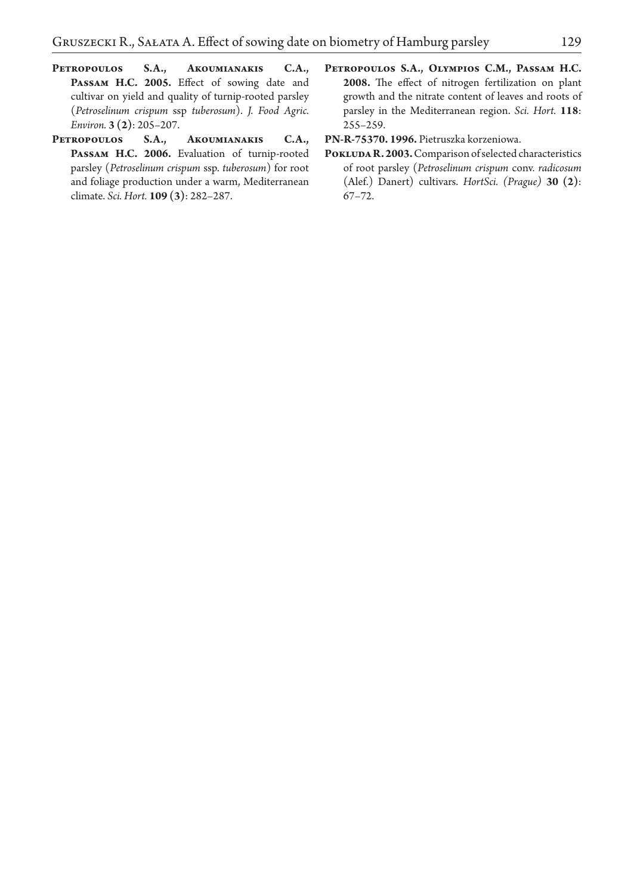**Petropoulos S.A., Akoumianakis C.A., Passam H.C. 2005.** Effect of sowing date and cultivar on yield and quality of turnip-rooted parsley (*Petroselinum crispum* ssp *tuberosum*). *J. Food Agric. Environ.* **3 (2)**: 205–207.

**Petropoulos S.A., Akoumianakis C.A., Passam H.C. 2006.** Evaluation of turnip-rooted parsley (*Petroselinum crispum* ssp. *tuberosum*) for root and foliage production under a warm, Mediterranean climate. *Sci. Hort.* **109 (3)**: 282–287.

**Petropoulos S.A., Olympios C.M., Passam H.C. 2008.** The effect of nitrogen fertilization on plant growth and the nitrate content of leaves and roots of parsley in the Mediterranean region. *Sci. Hort.* **118**: 255–259.

**PN-R-75370. 1996.** Pietruszka korzeniowa.

**Pokluda R. 2003.** Comparison of selected characteristics of root parsley (*Petroselinum crispum* conv. *radicosum* (Alef.) Danert) cultivars. *HortSci. (Prague)* **30 (2)**: 67–72.